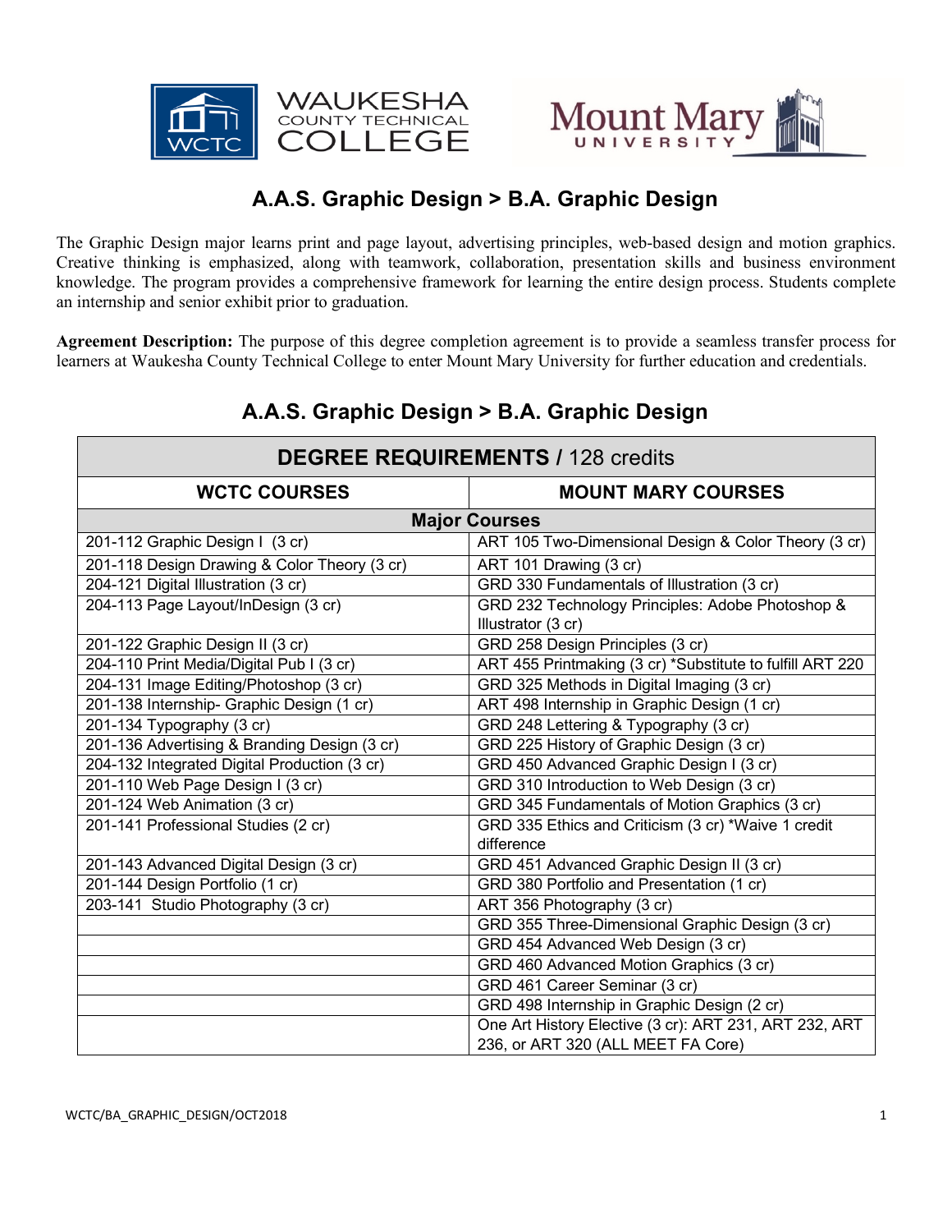# A.A.S. Graphic Design > B.A. Graphic Design

The Graphic Design major learns print and page layout, advertising principles, web-based design and motion graphics. Creative thinking is emphasized, along with teamwork, collaboration, presentation skills and business environment knowledge. The program provides a comprehensive framework for learning the entire design process. Students complete an internship and senior exhibit prior to graduation.

**Agreement Description:** The purpose of this degree completion agreement is to provide a seamless transfer process for learners at Waukesha County Technical College to enter Mount Mary University for further education and credentials.

## A.A.S. Graphic Design > B.A. Graphic Design

| **DEGREE REQUIREMENTS** / 128 credits | |
|---|---|
| **WCTC COURSES** | **MOUNT MARY COURSES** |
| **Major Courses** | |
| 201-112 Graphic Design I (3 cr) | ART 105 Two-Dimensional Design & Color Theory (3 cr) |
| 201-118 Design Drawing & Color Theory (3 cr) | ART 101 Drawing (3 cr) |
| 204-121 Digital Illustration (3 cr) | GRD 330 Fundamentals of Illustration (3 cr) |
| 204-113 Page Layout/InDesign (3 cr) | GRD 232 Technology Principles: Adobe Photoshop & Illustrator (3 cr) |
| 201-122 Graphic Design II (3 cr) | GRD 258 Design Principles (3 cr) |
| 204-110 Print Media/Digital Pub I (3 cr) | ART 455 Printmaking (3 cr) *Substitute to fulfill ART 220 |
| 204-131 Image Editing/Photoshop (3 cr) | GRD 325 Methods in Digital Imaging (3 cr) |
| 201-138 Internship- Graphic Design (1 cr) | ART 498 Internship in Graphic Design (1 cr) |
| 201-134 Typography (3 cr) | GRD 248 Lettering & Typography (3 cr) |
| 201-136 Advertising & Branding Design (3 cr) | GRD 225 History of Graphic Design (3 cr) |
| 204-132 Integrated Digital Production (3 cr) | GRD 450 Advanced Graphic Design I (3 cr) |
| 201-110 Web Page Design I (3 cr) | GRD 310 Introduction to Web Design (3 cr) |
| 201-124 Web Animation (3 cr) | GRD 345 Fundamentals of Motion Graphics (3 cr) |
| 201-141 Professional Studies (2 cr) | GRD 335 Ethics and Criticism (3 cr) *Waive 1 credit difference |
| 201-143 Advanced Digital Design (3 cr) | GRD 451 Advanced Graphic Design II (3 cr) |
| 201-144 Design Portfolio (1 cr) | GRD 380 Portfolio and Presentation (1 cr) |
| 203-141 Studio Photography (3 cr) | ART 356 Photography (3 cr) |
| | GRD 355 Three-Dimensional Graphic Design (3 cr) |
| | GRD 454 Advanced Web Design (3 cr) |
| | GRD 460 Advanced Motion Graphics (3 cr) |
| | GRD 461 Career Seminar (3 cr) |
| | GRD 498 Internship in Graphic Design (2 cr) |
| | One Art History Elective (3 cr): ART 231, ART 232, ART 236, or ART 320 (ALL MEET FA Core) |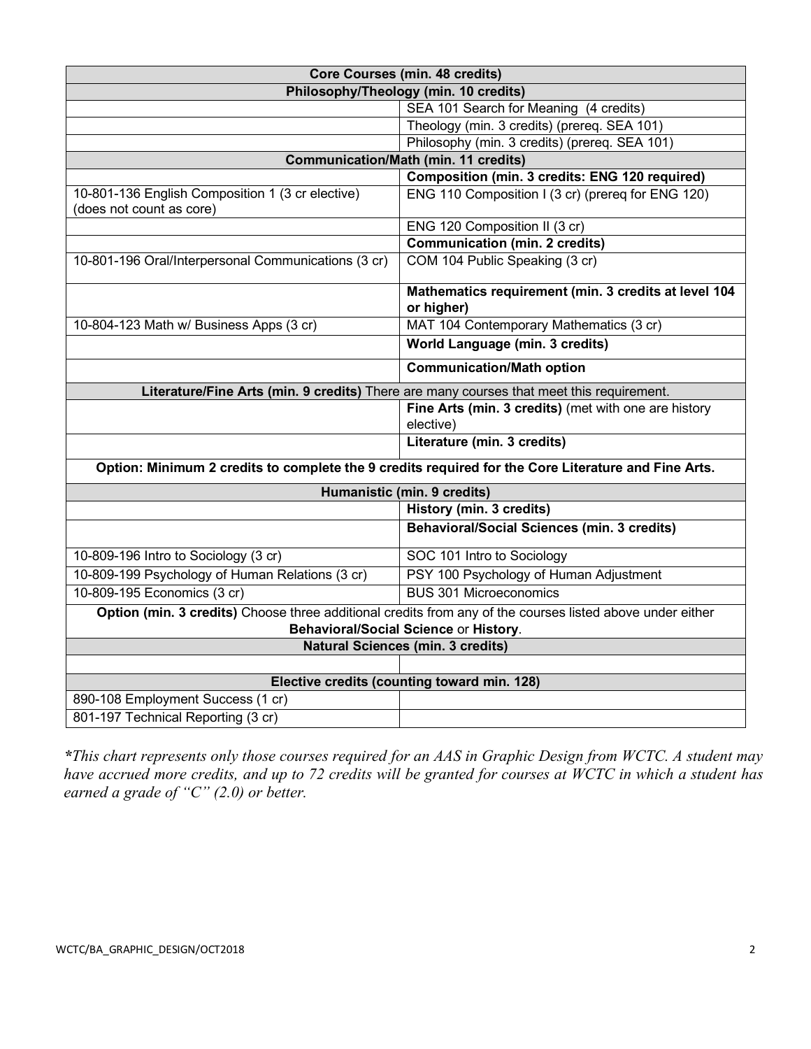| Core Courses (min. 48 credits) | |
|---|---|
| **Philosophy/Theology (min. 10 credits)** | |
| | SEA 101 Search for Meaning (4 credits) |
| | Theology (min. 3 credits) (prereq. SEA 101) |
| | Philosophy (min. 3 credits) (prereq. SEA 101) |
| **Communication/Math (min. 11 credits)** | |
| | **Composition (min. 3 credits: ENG 120 required)** |
| 10-801-136 English Composition 1 (3 cr elective) (does not count as core) | ENG 110 Composition I (3 cr) (prereq for ENG 120) |
| | ENG 120 Composition II (3 cr) |
| | **Communication (min. 2 credits)** |
| 10-801-196 Oral/Interpersonal Communications (3 cr) | COM 104 Public Speaking (3 cr) |
| | **Mathematics requirement (min. 3 credits at level 104 or higher)** |
| 10-804-123 Math w/ Business Apps (3 cr) | MAT 104 Contemporary Mathematics (3 cr) |
| | **World Language (min. 3 credits)** |
| | **Communication/Math option** |
| **Literature/Fine Arts (min. 9 credits)** There are many courses that meet this requirement. | |
| | **Fine Arts (min. 3 credits)** (met with one are history elective) |
| | **Literature (min. 3 credits)** |
| **Option: Minimum 2 credits to complete the 9 credits required for the Core Literature and Fine Arts.** | |
| **Humanistic (min. 9 credits)** | |
| | **History (min. 3 credits)** |
| | **Behavioral/Social Sciences (min. 3 credits)** |
| 10-809-196 Intro to Sociology (3 cr) | SOC 101 Intro to Sociology |
| 10-809-199 Psychology of Human Relations (3 cr) | PSY 100 Psychology of Human Adjustment |
| 10-809-195 Economics (3 cr) | BUS 301 Microeconomics |
| **Option (min. 3 credits)** Choose three additional credits from any of the courses listed above under either **Behavioral/Social Science** or **History**. | |
| **Natural Sciences (min. 3 credits)** | |
| | |
| **Elective credits (counting toward min. 128)** | |
| 890-108 Employment Success (1 cr) | |
| 801-197 Technical Reporting (3 cr) | |

*\*This chart represents only those courses required for an AAS in Graphic Design from WCTC. A student may have accrued more credits, and up to 72 credits will be granted for courses at WCTC in which a student has earned a grade of "C" (2.0) or better.*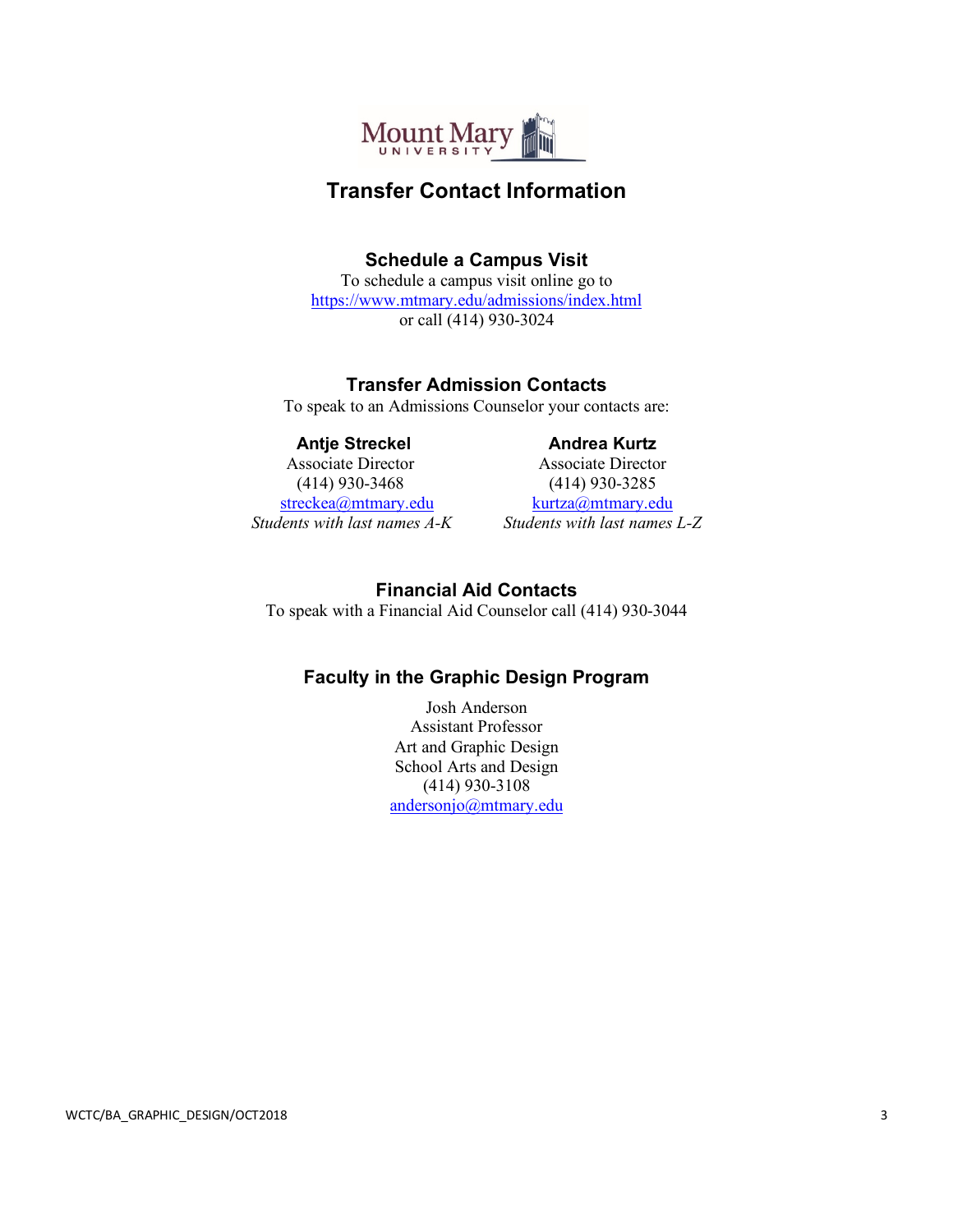# Transfer Contact Information

## Schedule a Campus Visit

To schedule a campus visit online go to https://www.mtmary.edu/admissions/index.html or call (414) 930-3024

## Transfer Admission Contacts

To speak to an Admissions Counselor your contacts are:

**Antje Streckel**
Associate Director
(414) 930-3468
streckea@mtmary.edu
*Students with last names A-K*

**Andrea Kurtz**
Associate Director
(414) 930-3285
kurtza@mtmary.edu
*Students with last names L-Z*

## Financial Aid Contacts

To speak with a Financial Aid Counselor call (414) 930-3044

## Faculty in the Graphic Design Program

Josh Anderson
Assistant Professor
Art and Graphic Design
School Arts and Design
(414) 930-3108
andersonjo@mtmary.edu